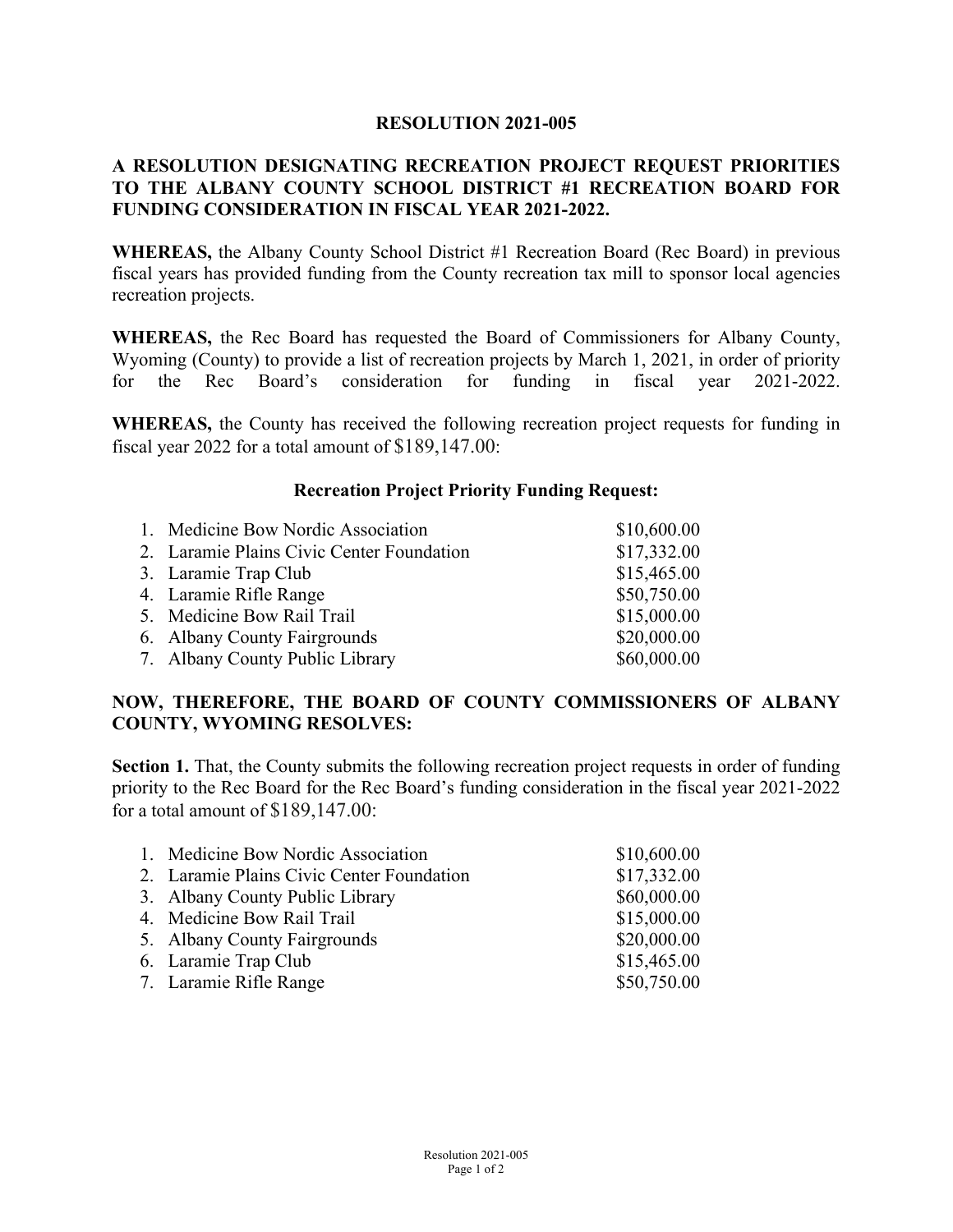# RESOLUTION 2021-005

## A RESOLUTION DESIGNATING RECREATION PROJECT REQUEST PRIORITIES TO THE ALBANY COUNTY SCHOOL DISTRICT #1 RECREATION BOARD FOR FUNDING CONSIDERATION IN FISCAL YEAR 2021-2022.

**WHEREAS,** the Albany County School District #1 Recreation Board (Rec Board) in previous fiscal years has provided funding from the County recreation tax mill to sponsor local agencies recreation projects.

**WHEREAS,** the Rec Board has requested the Board of Commissioners for Albany County, Wyoming (County) to provide a list of recreation projects by March 1, 2021, in order of priority for the Rec Board's consideration for funding in fiscal year 2021-2022.

**WHEREAS,** the County has received the following recreation project requests for funding in fiscal year 2022 for a total amount of $189,147.00:

**Recreation Project Priority Funding Request:**

| | |
|---|---|
| 1. Medicine Bow Nordic Association | $10,600.00 |
| 2. Laramie Plains Civic Center Foundation | $17,332.00 |
| 3. Laramie Trap Club | $15,465.00 |
| 4. Laramie Rifle Range | $50,750.00 |
| 5. Medicine Bow Rail Trail | $15,000.00 |
| 6. Albany County Fairgrounds | $20,000.00 |
| 7. Albany County Public Library | $60,000.00 |

**NOW, THEREFORE, THE BOARD OF COUNTY COMMISSIONERS OF ALBANY COUNTY, WYOMING RESOLVES:**

**Section 1.** That, the County submits the following recreation project requests in order of funding priority to the Rec Board for the Rec Board's funding consideration in the fiscal year 2021-2022 for a total amount of $189,147.00:

| | |
|---|---|
| 1. Medicine Bow Nordic Association | $10,600.00 |
| 2. Laramie Plains Civic Center Foundation | $17,332.00 |
| 3. Albany County Public Library | $60,000.00 |
| 4. Medicine Bow Rail Trail | $15,000.00 |
| 5. Albany County Fairgrounds | $20,000.00 |
| 6. Laramie Trap Club | $15,465.00 |
| 7. Laramie Rifle Range | $50,750.00 |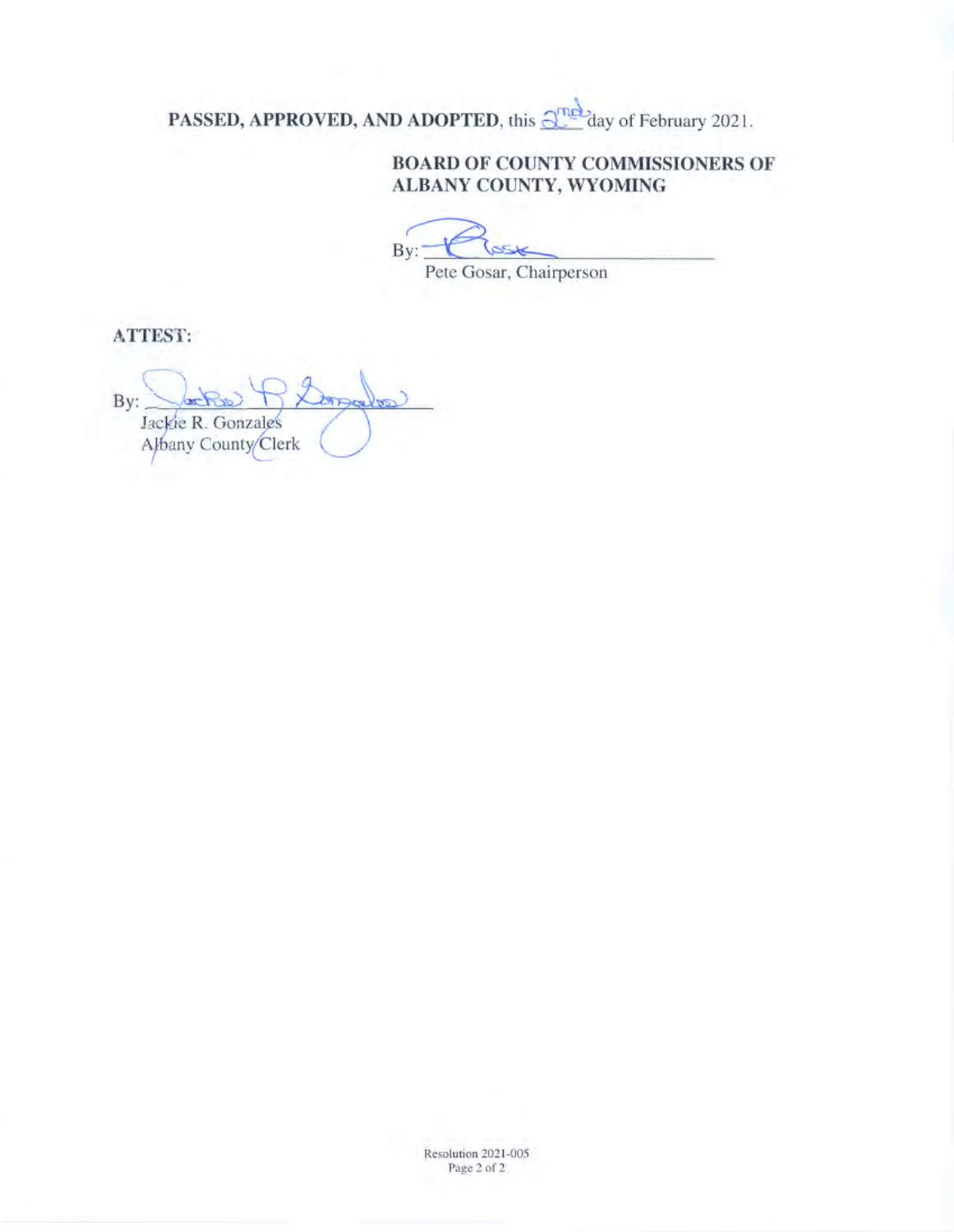**PASSED, APPROVED, AND ADOPTED**, this 2nd day of February 2021.

**BOARD OF COUNTY COMMISSIONERS OF ALBANY COUNTY, WYOMING**

By: ______________________________
Pete Gosar, Chairperson

**ATTEST:**

By: ______________________________
Jackie R. Gonzales
Albany County Clerk

Resolution 2021-005